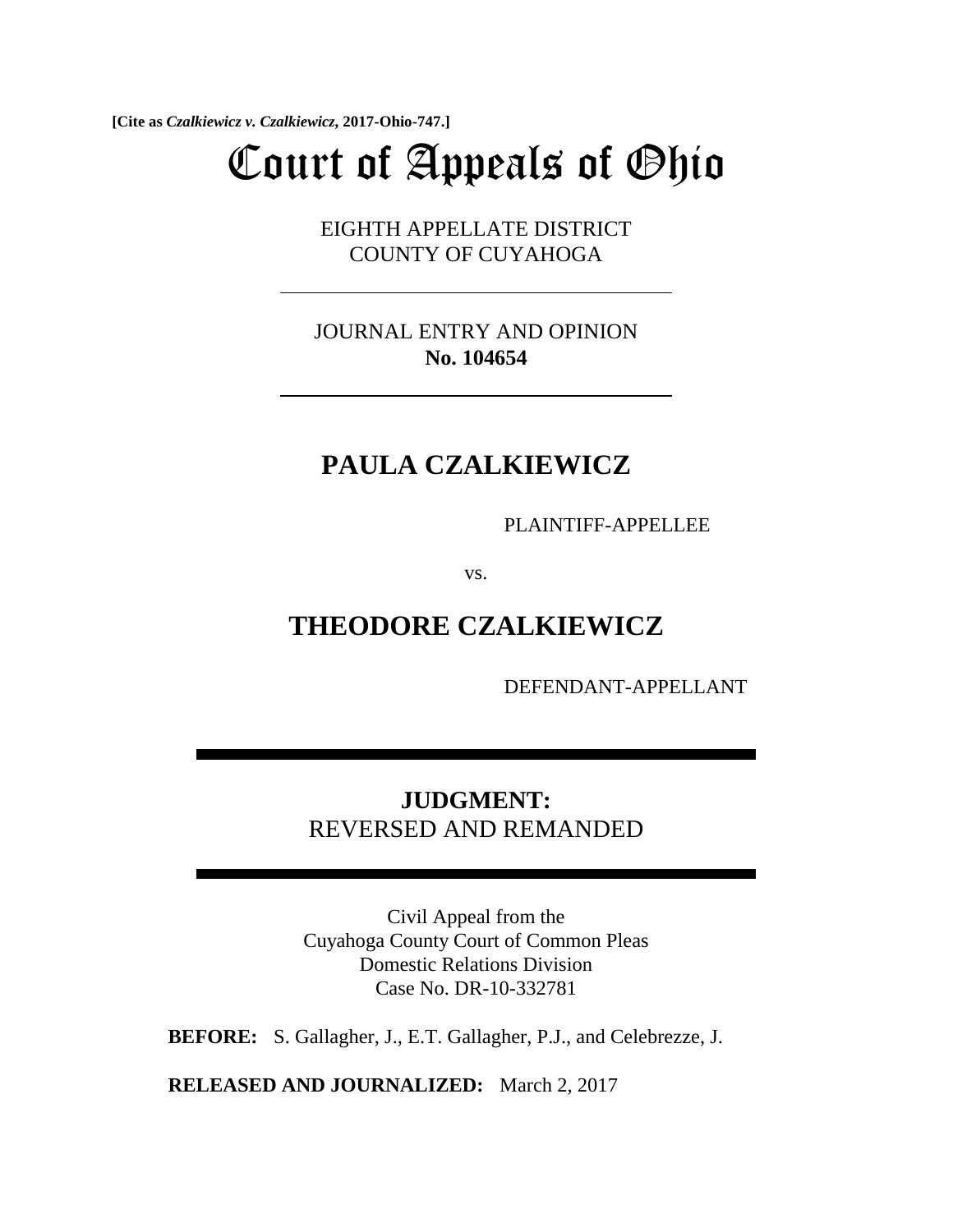**[Cite as *Czalkiewicz v. Czalkiewicz*, 2017-Ohio-747.]**

# Court of Appeals of Ohio

EIGHTH APPELLATE DISTRICT
COUNTY OF CUYAHOGA

---

JOURNAL ENTRY AND OPINION
**No. 104654**

---

## PAULA CZALKIEWICZ

PLAINTIFF-APPELLEE

vs.

## THEODORE CZALKIEWICZ

DEFENDANT-APPELLANT

---

**JUDGMENT:**
REVERSED AND REMANDED

---

Civil Appeal from the
Cuyahoga County Court of Common Pleas
Domestic Relations Division
Case No. DR-10-332781

**BEFORE:** S. Gallagher, J., E.T. Gallagher, P.J., and Celebrezze, J.

**RELEASED AND JOURNALIZED:** March 2, 2017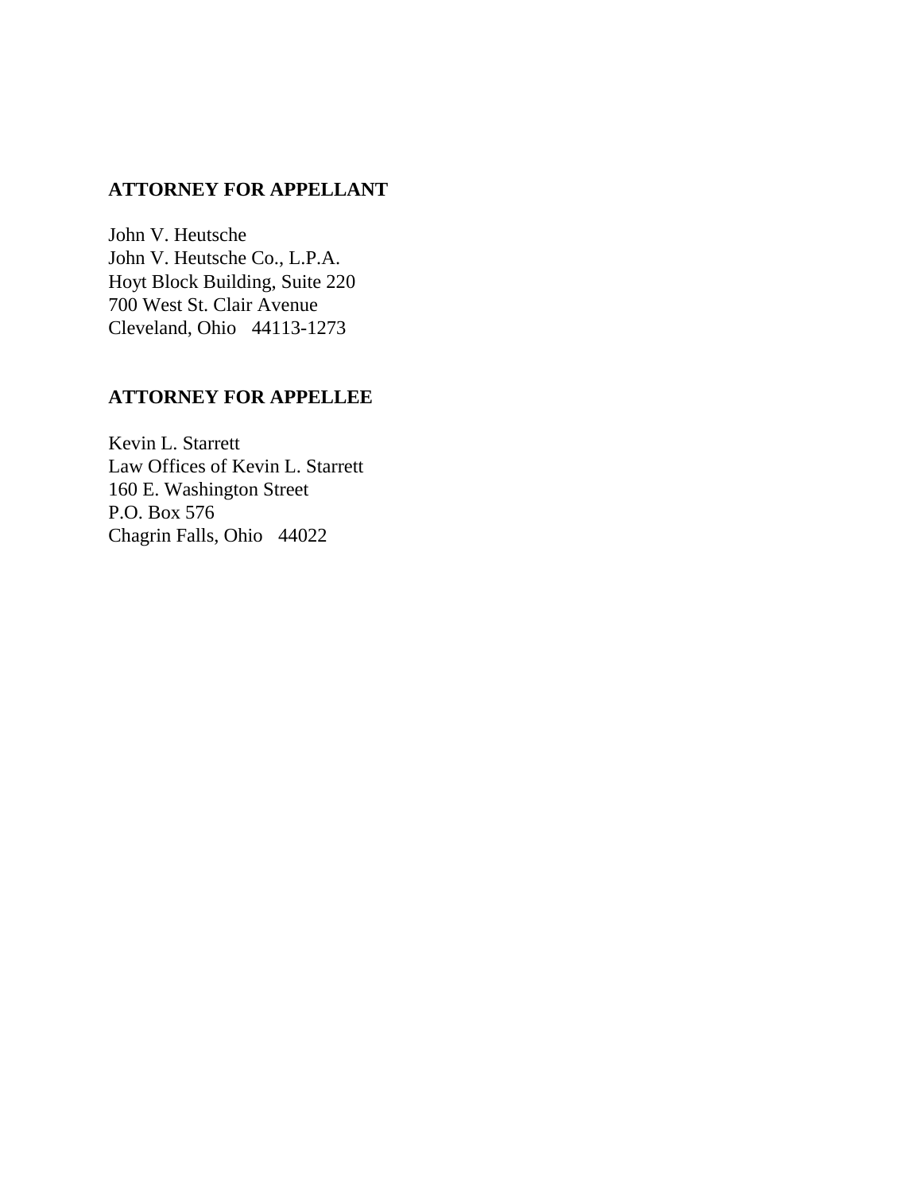**ATTORNEY FOR APPELLANT**

John V. Heutsche
John V. Heutsche Co., L.P.A.
Hoyt Block Building, Suite 220
700 West St. Clair Avenue
Cleveland, Ohio 44113-1273

**ATTORNEY FOR APPELLEE**

Kevin L. Starrett
Law Offices of Kevin L. Starrett
160 E. Washington Street
P.O. Box 576
Chagrin Falls, Ohio 44022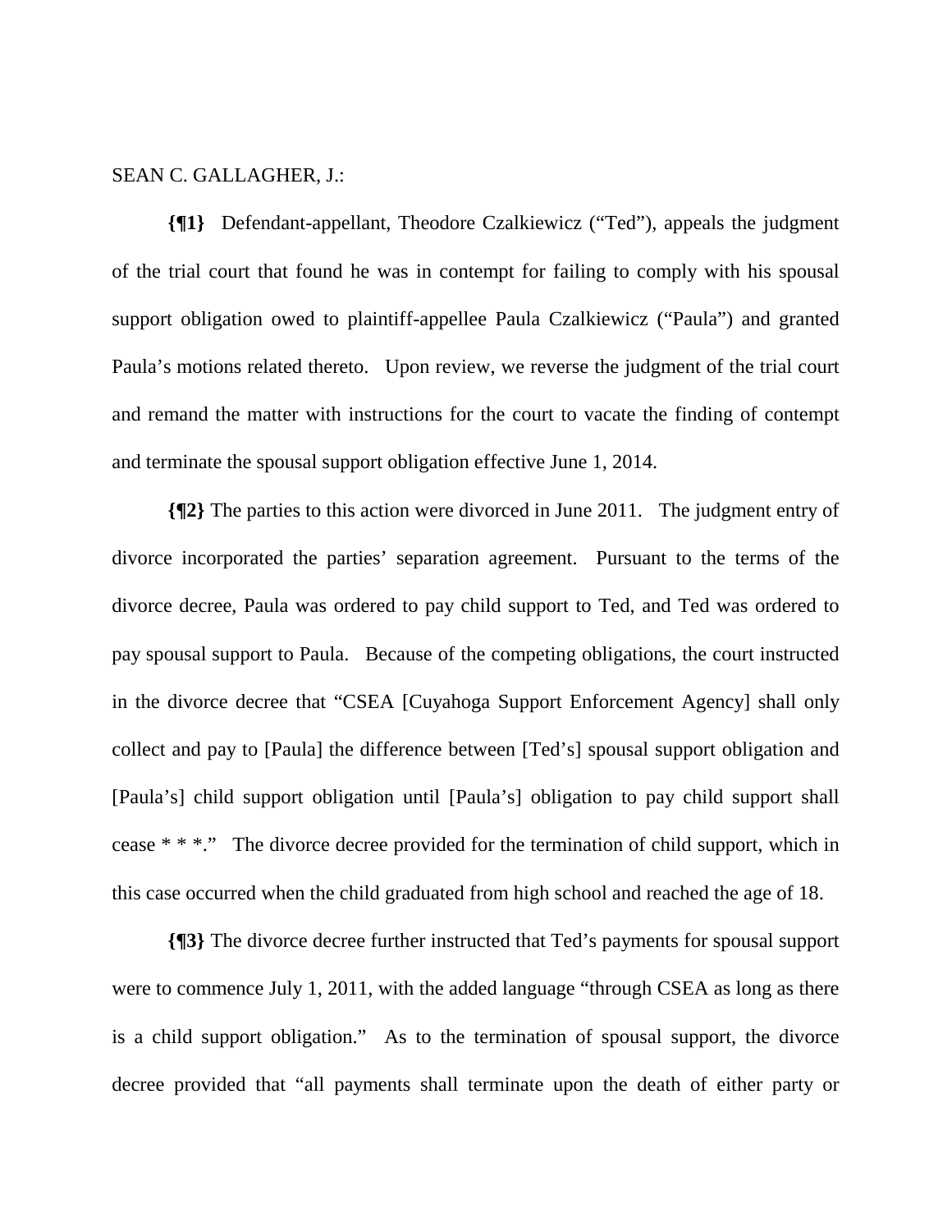SEAN C. GALLAGHER, J.:

**{¶1}** Defendant-appellant, Theodore Czalkiewicz ("Ted"), appeals the judgment of the trial court that found he was in contempt for failing to comply with his spousal support obligation owed to plaintiff-appellee Paula Czalkiewicz ("Paula") and granted Paula's motions related thereto. Upon review, we reverse the judgment of the trial court and remand the matter with instructions for the court to vacate the finding of contempt and terminate the spousal support obligation effective June 1, 2014.

**{¶2}** The parties to this action were divorced in June 2011. The judgment entry of divorce incorporated the parties' separation agreement. Pursuant to the terms of the divorce decree, Paula was ordered to pay child support to Ted, and Ted was ordered to pay spousal support to Paula. Because of the competing obligations, the court instructed in the divorce decree that "CSEA [Cuyahoga Support Enforcement Agency] shall only collect and pay to [Paula] the difference between [Ted's] spousal support obligation and [Paula's] child support obligation until [Paula's] obligation to pay child support shall cease * * *." The divorce decree provided for the termination of child support, which in this case occurred when the child graduated from high school and reached the age of 18.

**{¶3}** The divorce decree further instructed that Ted's payments for spousal support were to commence July 1, 2011, with the added language "through CSEA as long as there is a child support obligation." As to the termination of spousal support, the divorce decree provided that "all payments shall terminate upon the death of either party or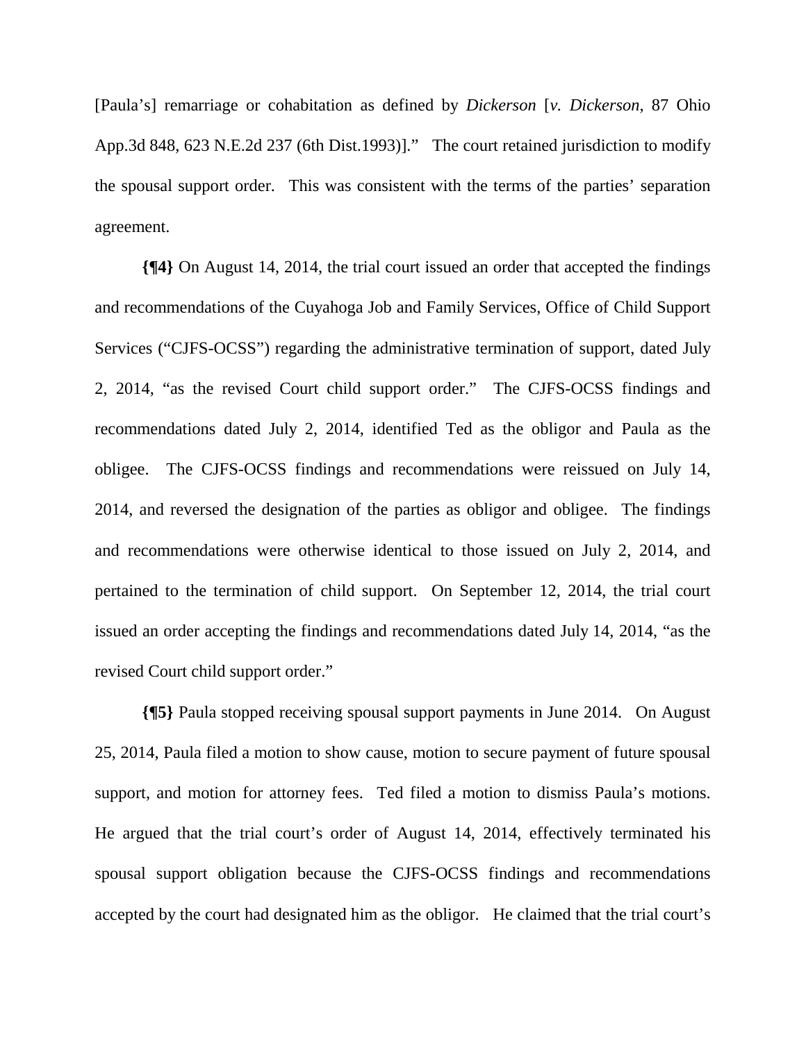[Paula's] remarriage or cohabitation as defined by *Dickerson* [*v. Dickerson*, 87 Ohio App.3d 848, 623 N.E.2d 237 (6th Dist.1993)]." The court retained jurisdiction to modify the spousal support order. This was consistent with the terms of the parties' separation agreement.

**{¶4}** On August 14, 2014, the trial court issued an order that accepted the findings and recommendations of the Cuyahoga Job and Family Services, Office of Child Support Services ("CJFS-OCSS") regarding the administrative termination of support, dated July 2, 2014, "as the revised Court child support order." The CJFS-OCSS findings and recommendations dated July 2, 2014, identified Ted as the obligor and Paula as the obligee. The CJFS-OCSS findings and recommendations were reissued on July 14, 2014, and reversed the designation of the parties as obligor and obligee. The findings and recommendations were otherwise identical to those issued on July 2, 2014, and pertained to the termination of child support. On September 12, 2014, the trial court issued an order accepting the findings and recommendations dated July 14, 2014, "as the revised Court child support order."

**{¶5}** Paula stopped receiving spousal support payments in June 2014. On August 25, 2014, Paula filed a motion to show cause, motion to secure payment of future spousal support, and motion for attorney fees. Ted filed a motion to dismiss Paula's motions. He argued that the trial court's order of August 14, 2014, effectively terminated his spousal support obligation because the CJFS-OCSS findings and recommendations accepted by the court had designated him as the obligor. He claimed that the trial court's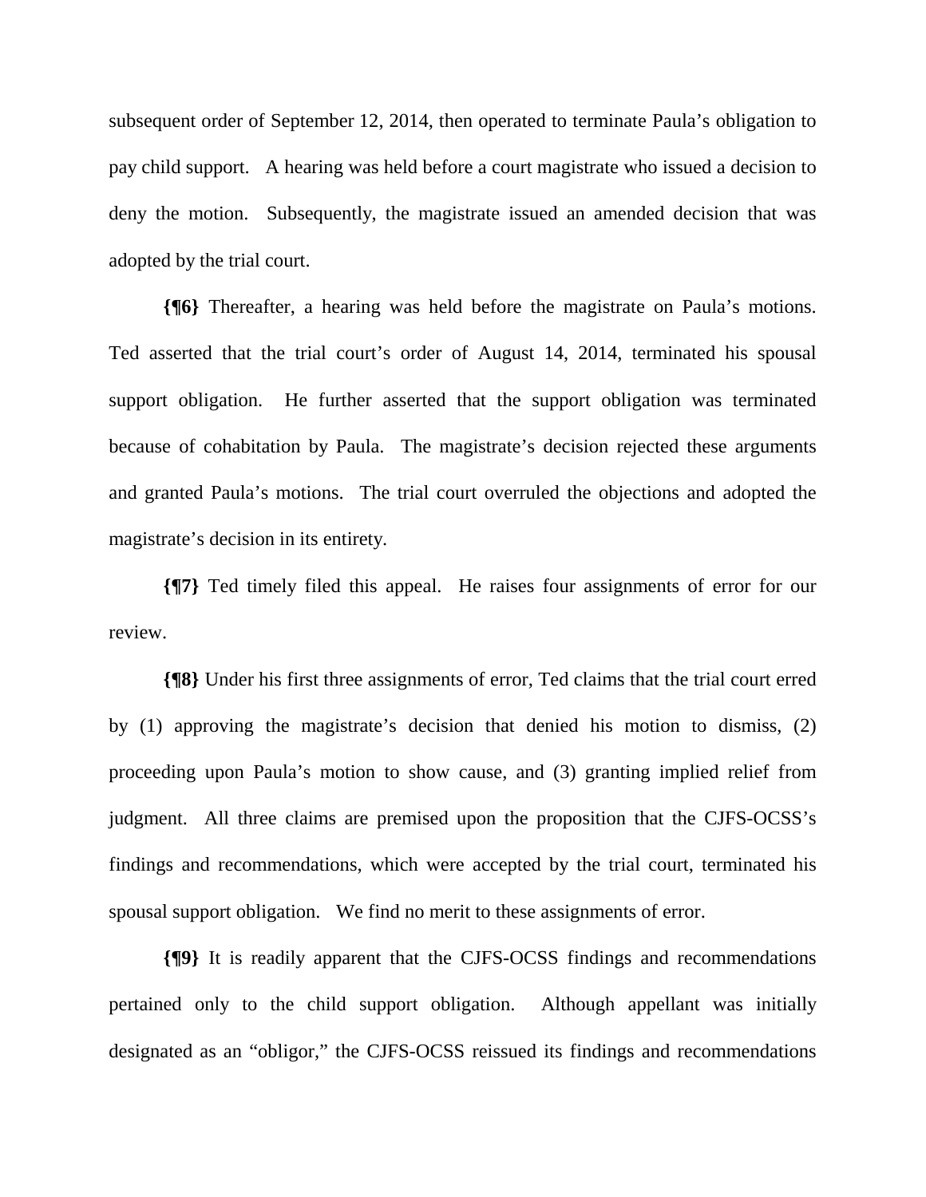subsequent order of September 12, 2014, then operated to terminate Paula's obligation to pay child support. A hearing was held before a court magistrate who issued a decision to deny the motion. Subsequently, the magistrate issued an amended decision that was adopted by the trial court.

**{¶6}** Thereafter, a hearing was held before the magistrate on Paula's motions. Ted asserted that the trial court's order of August 14, 2014, terminated his spousal support obligation. He further asserted that the support obligation was terminated because of cohabitation by Paula. The magistrate's decision rejected these arguments and granted Paula's motions. The trial court overruled the objections and adopted the magistrate's decision in its entirety.

**{¶7}** Ted timely filed this appeal. He raises four assignments of error for our review.

**{¶8}** Under his first three assignments of error, Ted claims that the trial court erred by (1) approving the magistrate's decision that denied his motion to dismiss, (2) proceeding upon Paula's motion to show cause, and (3) granting implied relief from judgment. All three claims are premised upon the proposition that the CJFS-OCSS's findings and recommendations, which were accepted by the trial court, terminated his spousal support obligation. We find no merit to these assignments of error.

**{¶9}** It is readily apparent that the CJFS-OCSS findings and recommendations pertained only to the child support obligation. Although appellant was initially designated as an "obligor," the CJFS-OCSS reissued its findings and recommendations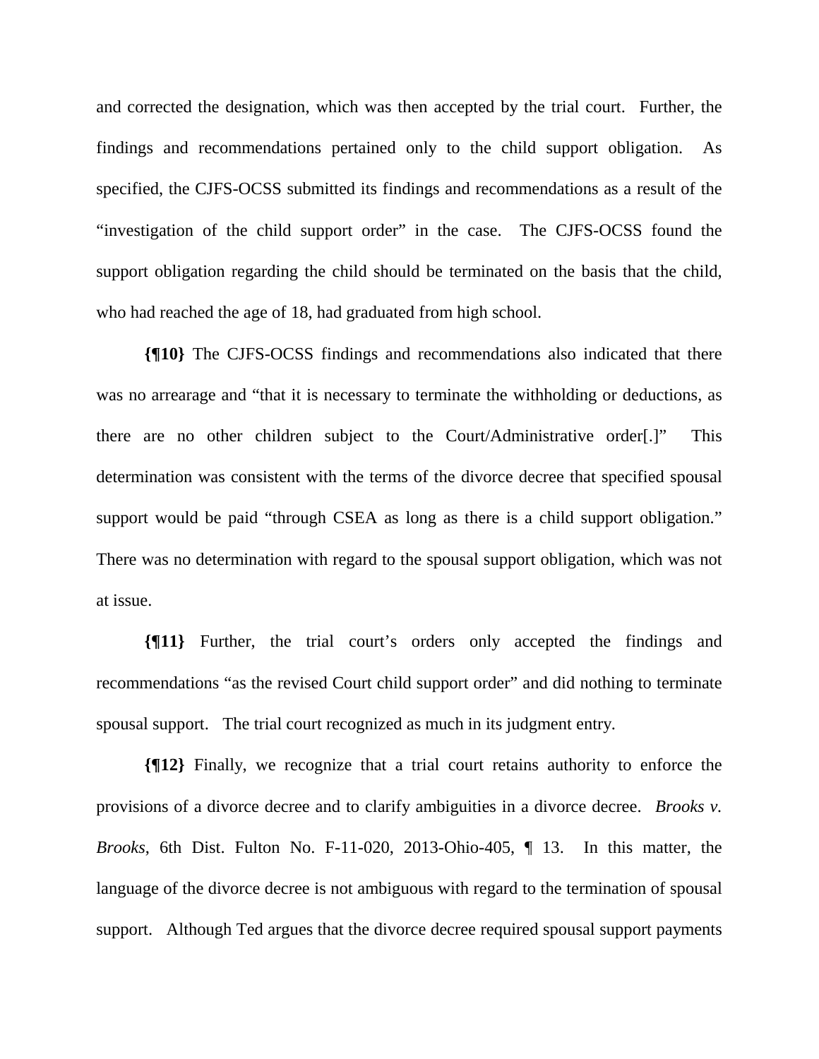and corrected the designation, which was then accepted by the trial court. Further, the findings and recommendations pertained only to the child support obligation. As specified, the CJFS-OCSS submitted its findings and recommendations as a result of the "investigation of the child support order" in the case. The CJFS-OCSS found the support obligation regarding the child should be terminated on the basis that the child, who had reached the age of 18, had graduated from high school.

**{¶10}** The CJFS-OCSS findings and recommendations also indicated that there was no arrearage and "that it is necessary to terminate the withholding or deductions, as there are no other children subject to the Court/Administrative order[.]" This determination was consistent with the terms of the divorce decree that specified spousal support would be paid "through CSEA as long as there is a child support obligation." There was no determination with regard to the spousal support obligation, which was not at issue.

**{¶11}** Further, the trial court's orders only accepted the findings and recommendations "as the revised Court child support order" and did nothing to terminate spousal support. The trial court recognized as much in its judgment entry.

**{¶12}** Finally, we recognize that a trial court retains authority to enforce the provisions of a divorce decree and to clarify ambiguities in a divorce decree. *Brooks v. Brooks*, 6th Dist. Fulton No. F-11-020, 2013-Ohio-405, ¶ 13. In this matter, the language of the divorce decree is not ambiguous with regard to the termination of spousal support. Although Ted argues that the divorce decree required spousal support payments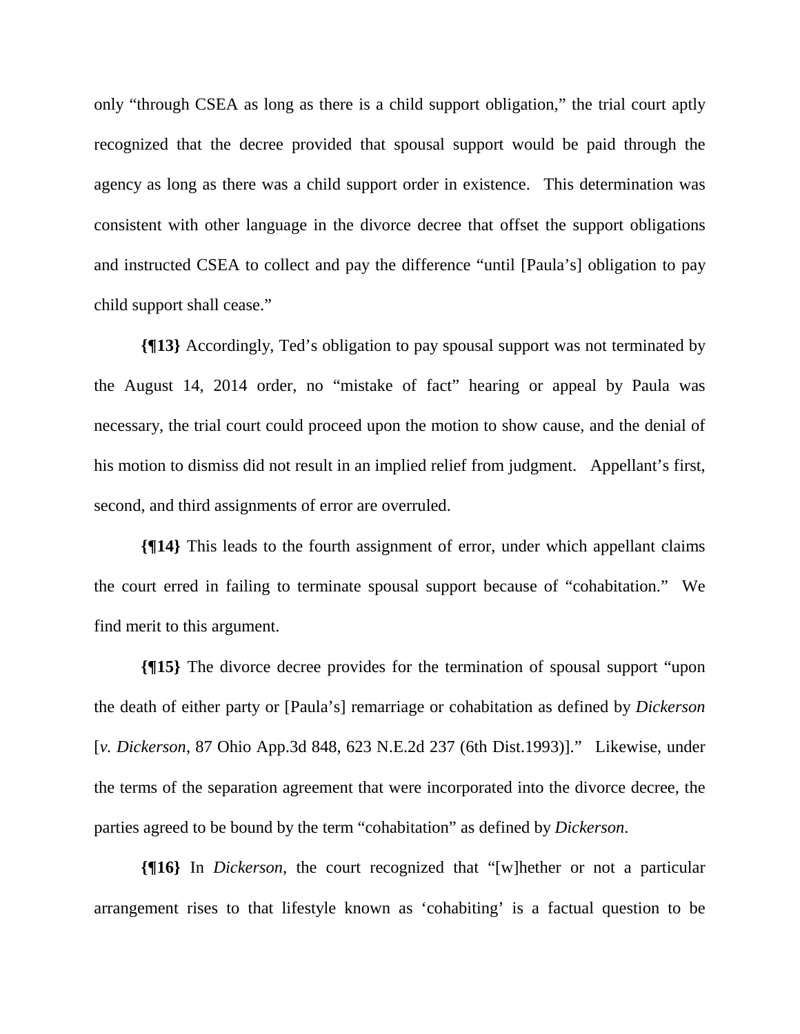only "through CSEA as long as there is a child support obligation," the trial court aptly recognized that the decree provided that spousal support would be paid through the agency as long as there was a child support order in existence. This determination was consistent with other language in the divorce decree that offset the support obligations and instructed CSEA to collect and pay the difference "until [Paula's] obligation to pay child support shall cease."

**{¶13}** Accordingly, Ted's obligation to pay spousal support was not terminated by the August 14, 2014 order, no "mistake of fact" hearing or appeal by Paula was necessary, the trial court could proceed upon the motion to show cause, and the denial of his motion to dismiss did not result in an implied relief from judgment. Appellant's first, second, and third assignments of error are overruled.

**{¶14}** This leads to the fourth assignment of error, under which appellant claims the court erred in failing to terminate spousal support because of "cohabitation." We find merit to this argument.

**{¶15}** The divorce decree provides for the termination of spousal support "upon the death of either party or [Paula's] remarriage or cohabitation as defined by *Dickerson* [*v. Dickerson*, 87 Ohio App.3d 848, 623 N.E.2d 237 (6th Dist.1993)]." Likewise, under the terms of the separation agreement that were incorporated into the divorce decree, the parties agreed to be bound by the term "cohabitation" as defined by *Dickerson*.

**{¶16}** In *Dickerson*, the court recognized that "[w]hether or not a particular arrangement rises to that lifestyle known as 'cohabiting' is a factual question to be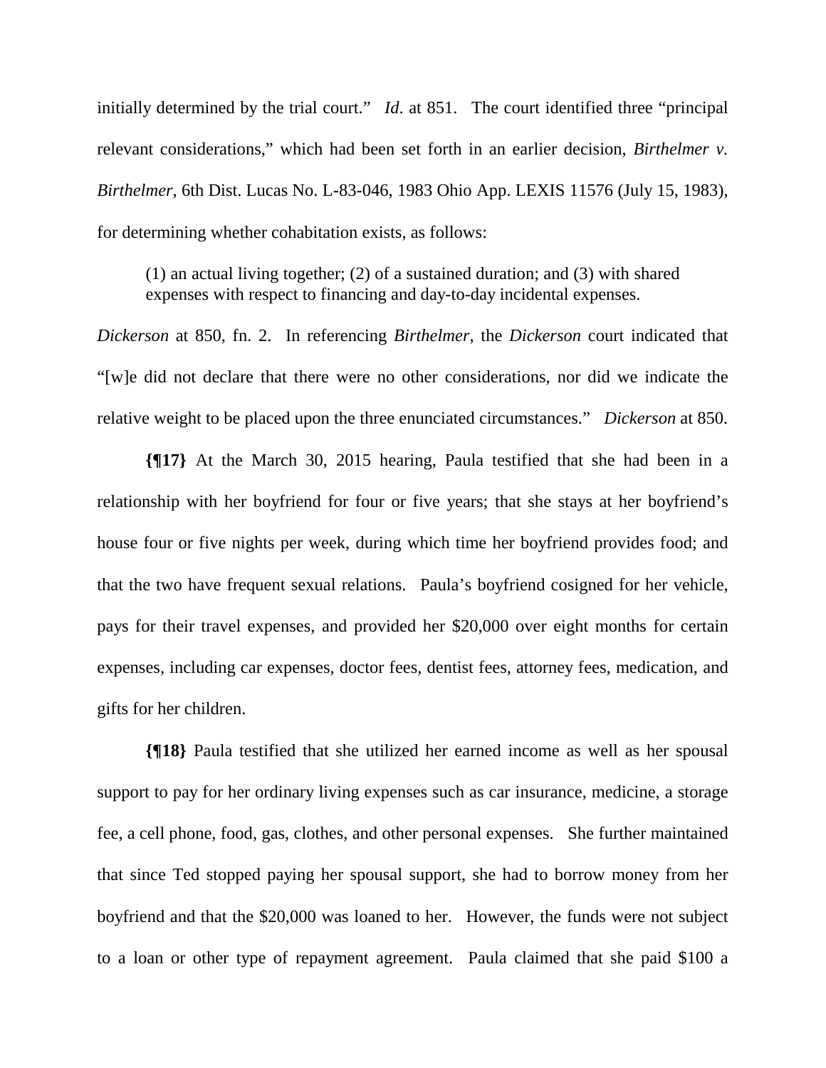initially determined by the trial court." *Id*. at 851. The court identified three "principal relevant considerations," which had been set forth in an earlier decision, *Birthelmer v. Birthelmer*, 6th Dist. Lucas No. L-83-046, 1983 Ohio App. LEXIS 11576 (July 15, 1983), for determining whether cohabitation exists, as follows:

> (1) an actual living together; (2) of a sustained duration; and (3) with shared expenses with respect to financing and day-to-day incidental expenses.

*Dickerson* at 850, fn. 2. In referencing *Birthelmer*, the *Dickerson* court indicated that "[w]e did not declare that there were no other considerations, nor did we indicate the relative weight to be placed upon the three enunciated circumstances." *Dickerson* at 850.

**{¶17}** At the March 30, 2015 hearing, Paula testified that she had been in a relationship with her boyfriend for four or five years; that she stays at her boyfriend's house four or five nights per week, during which time her boyfriend provides food; and that the two have frequent sexual relations. Paula's boyfriend cosigned for her vehicle, pays for their travel expenses, and provided her $20,000 over eight months for certain expenses, including car expenses, doctor fees, dentist fees, attorney fees, medication, and gifts for her children.

**{¶18}** Paula testified that she utilized her earned income as well as her spousal support to pay for her ordinary living expenses such as car insurance, medicine, a storage fee, a cell phone, food, gas, clothes, and other personal expenses. She further maintained that since Ted stopped paying her spousal support, she had to borrow money from her boyfriend and that the $20,000 was loaned to her. However, the funds were not subject to a loan or other type of repayment agreement. Paula claimed that she paid $100 a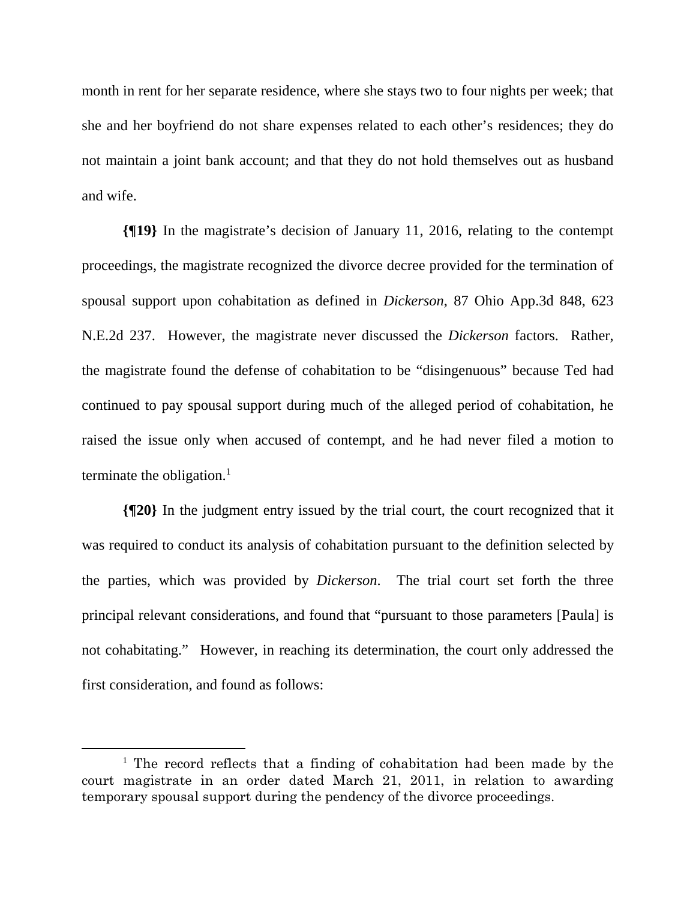month in rent for her separate residence, where she stays two to four nights per week; that she and her boyfriend do not share expenses related to each other's residences; they do not maintain a joint bank account; and that they do not hold themselves out as husband and wife.

**{¶19}** In the magistrate's decision of January 11, 2016, relating to the contempt proceedings, the magistrate recognized the divorce decree provided for the termination of spousal support upon cohabitation as defined in *Dickerson*, 87 Ohio App.3d 848, 623 N.E.2d 237. However, the magistrate never discussed the *Dickerson* factors. Rather, the magistrate found the defense of cohabitation to be "disingenuous" because Ted had continued to pay spousal support during much of the alleged period of cohabitation, he raised the issue only when accused of contempt, and he had never filed a motion to terminate the obligation.[1]

**{¶20}** In the judgment entry issued by the trial court, the court recognized that it was required to conduct its analysis of cohabitation pursuant to the definition selected by the parties, which was provided by *Dickerson*. The trial court set forth the three principal relevant considerations, and found that "pursuant to those parameters [Paula] is not cohabitating." However, in reaching its determination, the court only addressed the first consideration, and found as follows:

---

[1] The record reflects that a finding of cohabitation had been made by the court magistrate in an order dated March 21, 2011, in relation to awarding temporary spousal support during the pendency of the divorce proceedings.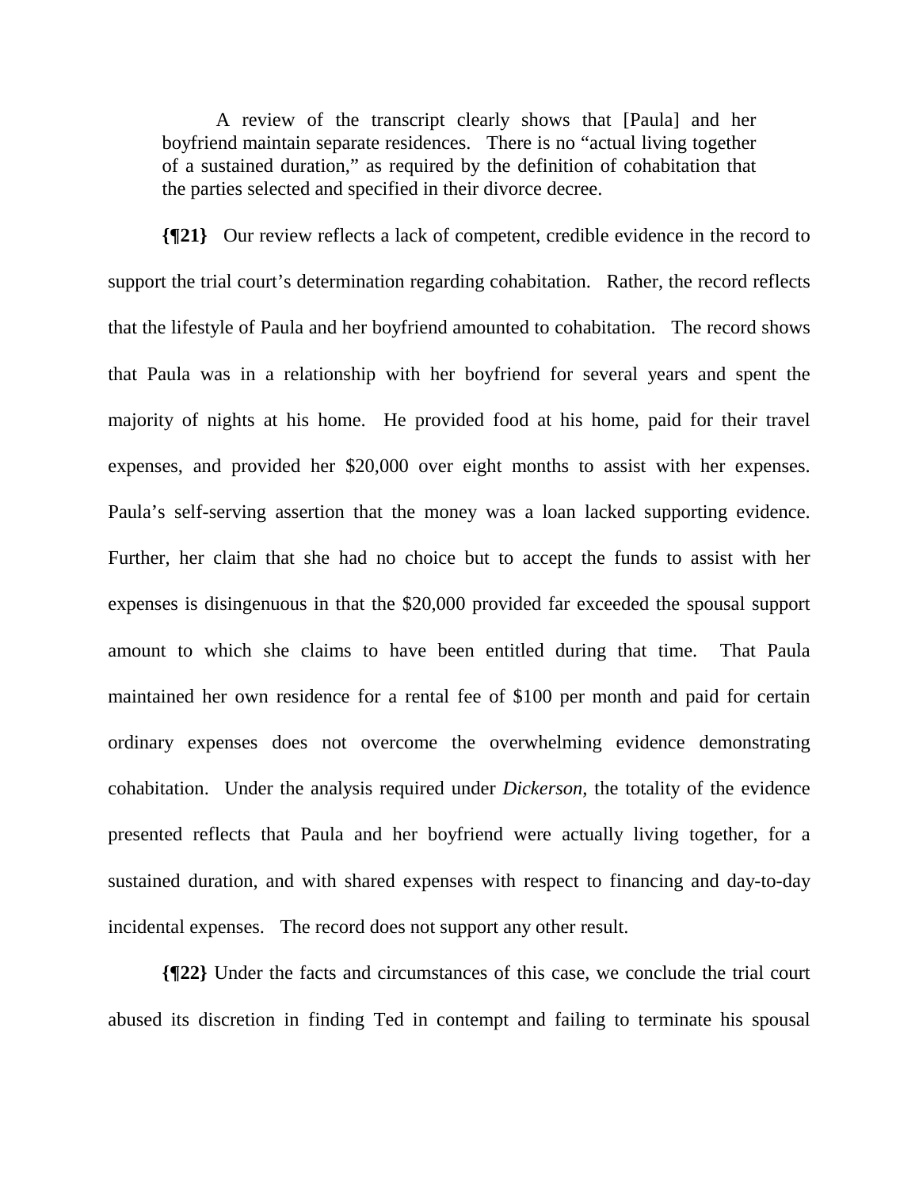> A review of the transcript clearly shows that [Paula] and her boyfriend maintain separate residences. There is no "actual living together of a sustained duration," as required by the definition of cohabitation that the parties selected and specified in their divorce decree.

**{¶21}** Our review reflects a lack of competent, credible evidence in the record to support the trial court's determination regarding cohabitation. Rather, the record reflects that the lifestyle of Paula and her boyfriend amounted to cohabitation. The record shows that Paula was in a relationship with her boyfriend for several years and spent the majority of nights at his home. He provided food at his home, paid for their travel expenses, and provided her $20,000 over eight months to assist with her expenses. Paula's self-serving assertion that the money was a loan lacked supporting evidence. Further, her claim that she had no choice but to accept the funds to assist with her expenses is disingenuous in that the $20,000 provided far exceeded the spousal support amount to which she claims to have been entitled during that time. That Paula maintained her own residence for a rental fee of $100 per month and paid for certain ordinary expenses does not overcome the overwhelming evidence demonstrating cohabitation. Under the analysis required under *Dickerson*, the totality of the evidence presented reflects that Paula and her boyfriend were actually living together, for a sustained duration, and with shared expenses with respect to financing and day-to-day incidental expenses. The record does not support any other result.

**{¶22}** Under the facts and circumstances of this case, we conclude the trial court abused its discretion in finding Ted in contempt and failing to terminate his spousal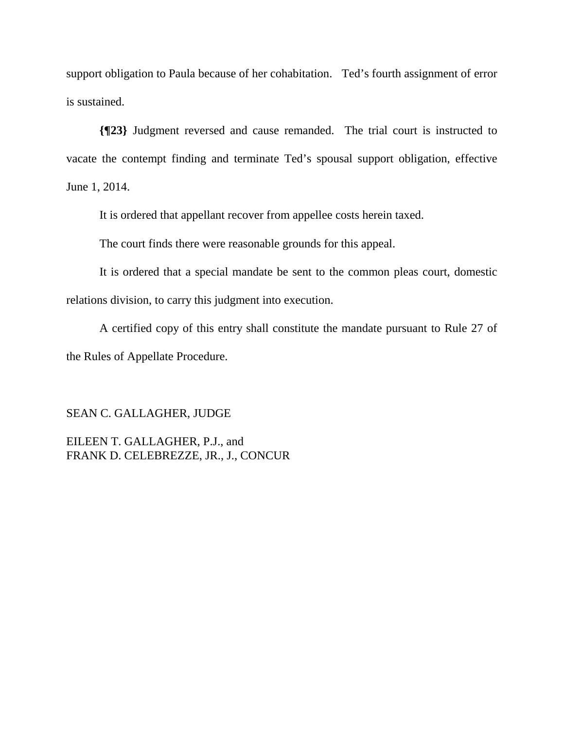support obligation to Paula because of her cohabitation. Ted's fourth assignment of error is sustained.

**{¶23}** Judgment reversed and cause remanded. The trial court is instructed to vacate the contempt finding and terminate Ted's spousal support obligation, effective June 1, 2014.

It is ordered that appellant recover from appellee costs herein taxed.

The court finds there were reasonable grounds for this appeal.

It is ordered that a special mandate be sent to the common pleas court, domestic relations division, to carry this judgment into execution.

A certified copy of this entry shall constitute the mandate pursuant to Rule 27 of the Rules of Appellate Procedure.

SEAN C. GALLAGHER, JUDGE

EILEEN T. GALLAGHER, P.J., and
FRANK D. CELEBREZZE, JR., J., CONCUR